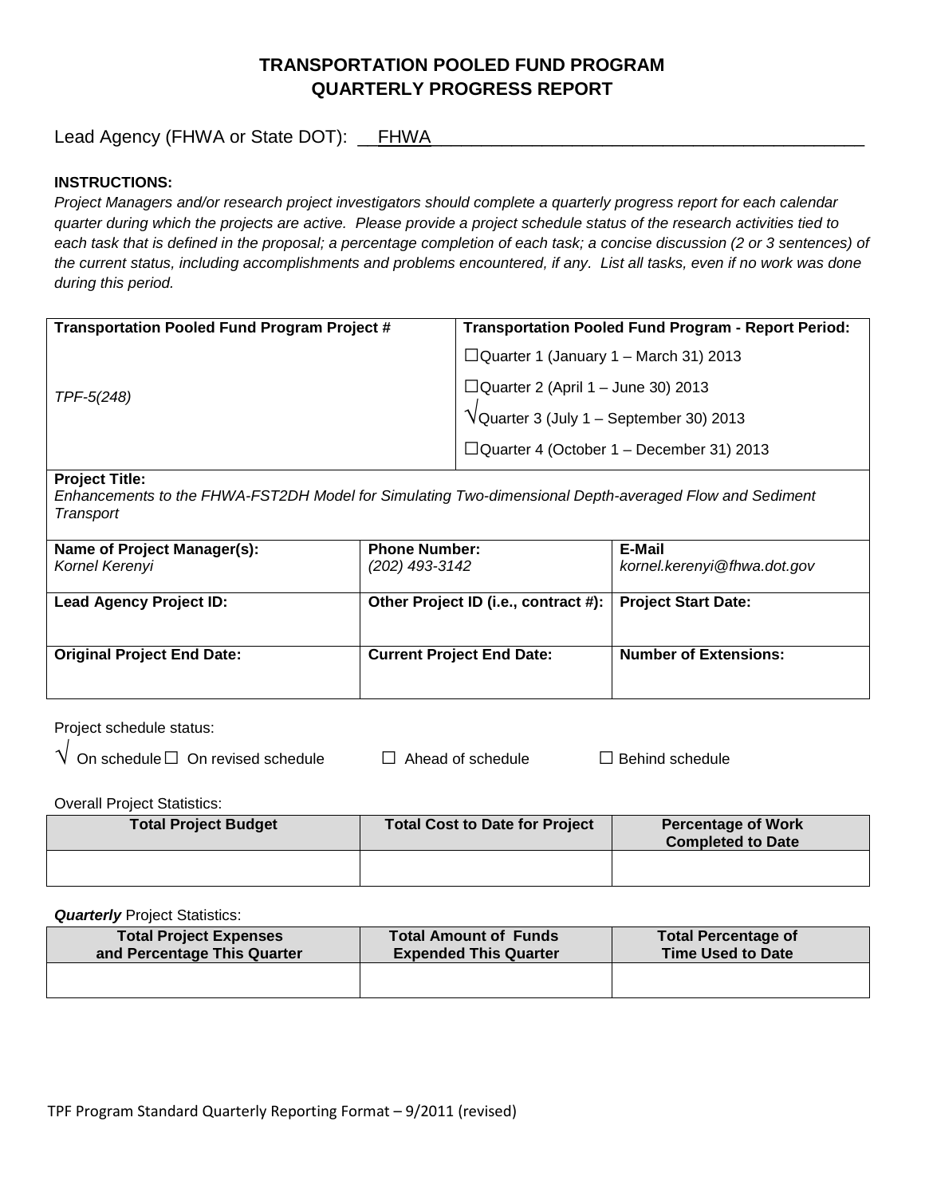# TRANSPORTATION POOLED FUND PROGRAM
# QUARTERLY PROGRESS REPORT

Lead Agency (FHWA or State DOT): __FHWA_____________________________________________

**INSTRUCTIONS:**

*Project Managers and/or research project investigators should complete a quarterly progress report for each calendar quarter during which the projects are active. Please provide a project schedule status of the research activities tied to each task that is defined in the proposal; a percentage completion of each task; a concise discussion (2 or 3 sentences) of the current status, including accomplishments and problems encountered, if any. List all tasks, even if no work was done during this period.*

| **Transportation Pooled Fund Program Project #** | **Transportation Pooled Fund Program - Report Period:** |
|---|---|
| *TPF-5(248)* | ☐Quarter 1 (January 1 – March 31) 2013<br>☐Quarter 2 (April 1 – June 30) 2013<br>√Quarter 3 (July 1 – September 30) 2013<br>☐Quarter 4 (October 1 – December 31) 2013 |

**Project Title:**
*Enhancements to the FHWA-FST2DH Model for Simulating Two-dimensional Depth-averaged Flow and Sediment Transport*

| **Name of Project Manager(s):** | **Phone Number:** | **E-Mail** |
|---|---|---|
| *Kornel Kerenyi* | *(202) 493-3142* | *kornel.kerenyi@fhwa.dot.gov* |
| **Lead Agency Project ID:** | **Other Project ID (i.e., contract #):** | **Project Start Date:** |
| | | |
| **Original Project End Date:** | **Current Project End Date:** | **Number of Extensions:** |
| | | |

Project schedule status:

√ On schedule ☐ On revised schedule ☐ Ahead of schedule ☐ Behind schedule

Overall Project Statistics:

| **Total Project Budget** | **Total Cost to Date for Project** | **Percentage of Work Completed to Date** |
|---|---|---|
| | | |

***Quarterly*** Project Statistics:

| **Total Project Expenses and Percentage This Quarter** | **Total Amount of Funds Expended This Quarter** | **Total Percentage of Time Used to Date** |
|---|---|---|
| | | |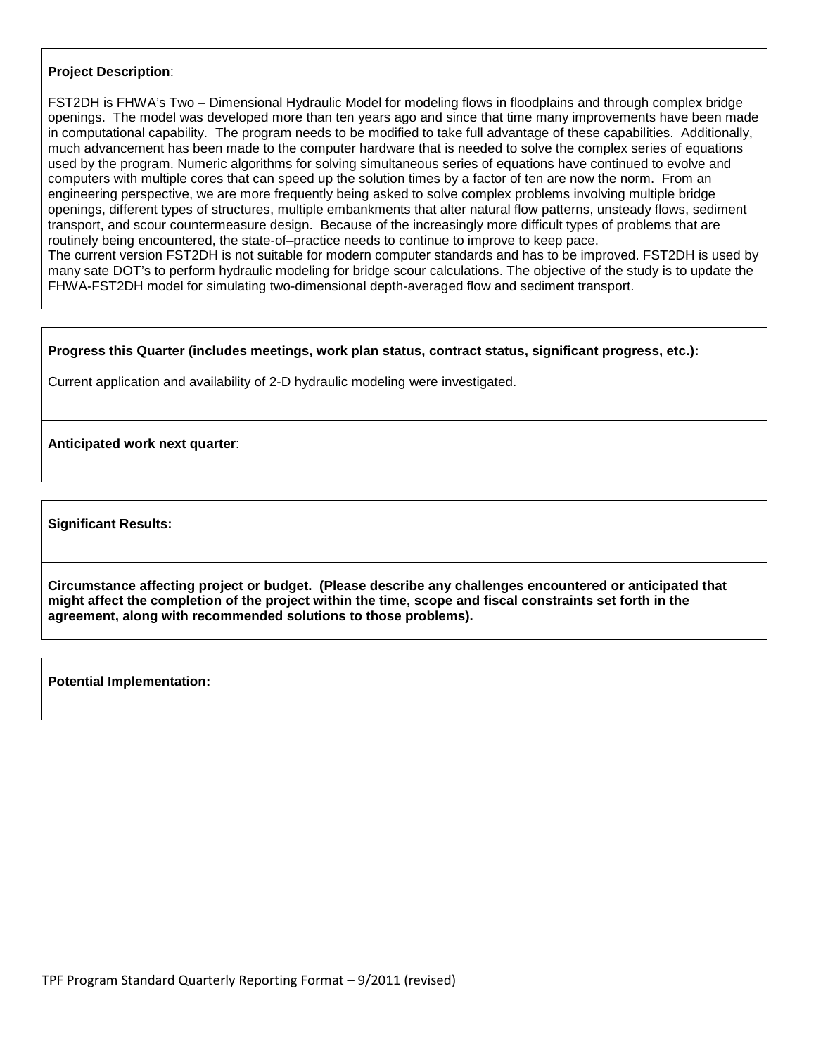**Project Description**:

FST2DH is FHWA's Two – Dimensional Hydraulic Model for modeling flows in floodplains and through complex bridge openings. The model was developed more than ten years ago and since that time many improvements have been made in computational capability. The program needs to be modified to take full advantage of these capabilities. Additionally, much advancement has been made to the computer hardware that is needed to solve the complex series of equations used by the program. Numeric algorithms for solving simultaneous series of equations have continued to evolve and computers with multiple cores that can speed up the solution times by a factor of ten are now the norm. From an engineering perspective, we are more frequently being asked to solve complex problems involving multiple bridge openings, different types of structures, multiple embankments that alter natural flow patterns, unsteady flows, sediment transport, and scour countermeasure design. Because of the increasingly more difficult types of problems that are routinely being encountered, the state-of–practice needs to continue to improve to keep pace.
The current version FST2DH is not suitable for modern computer standards and has to be improved. FST2DH is used by many sate DOT's to perform hydraulic modeling for bridge scour calculations. The objective of the study is to update the FHWA-FST2DH model for simulating two-dimensional depth-averaged flow and sediment transport.

**Progress this Quarter (includes meetings, work plan status, contract status, significant progress, etc.):**

Current application and availability of 2-D hydraulic modeling were investigated.

**Anticipated work next quarter**:

**Significant Results:**

**Circumstance affecting project or budget. (Please describe any challenges encountered or anticipated that might affect the completion of the project within the time, scope and fiscal constraints set forth in the agreement, along with recommended solutions to those problems).**

**Potential Implementation:**